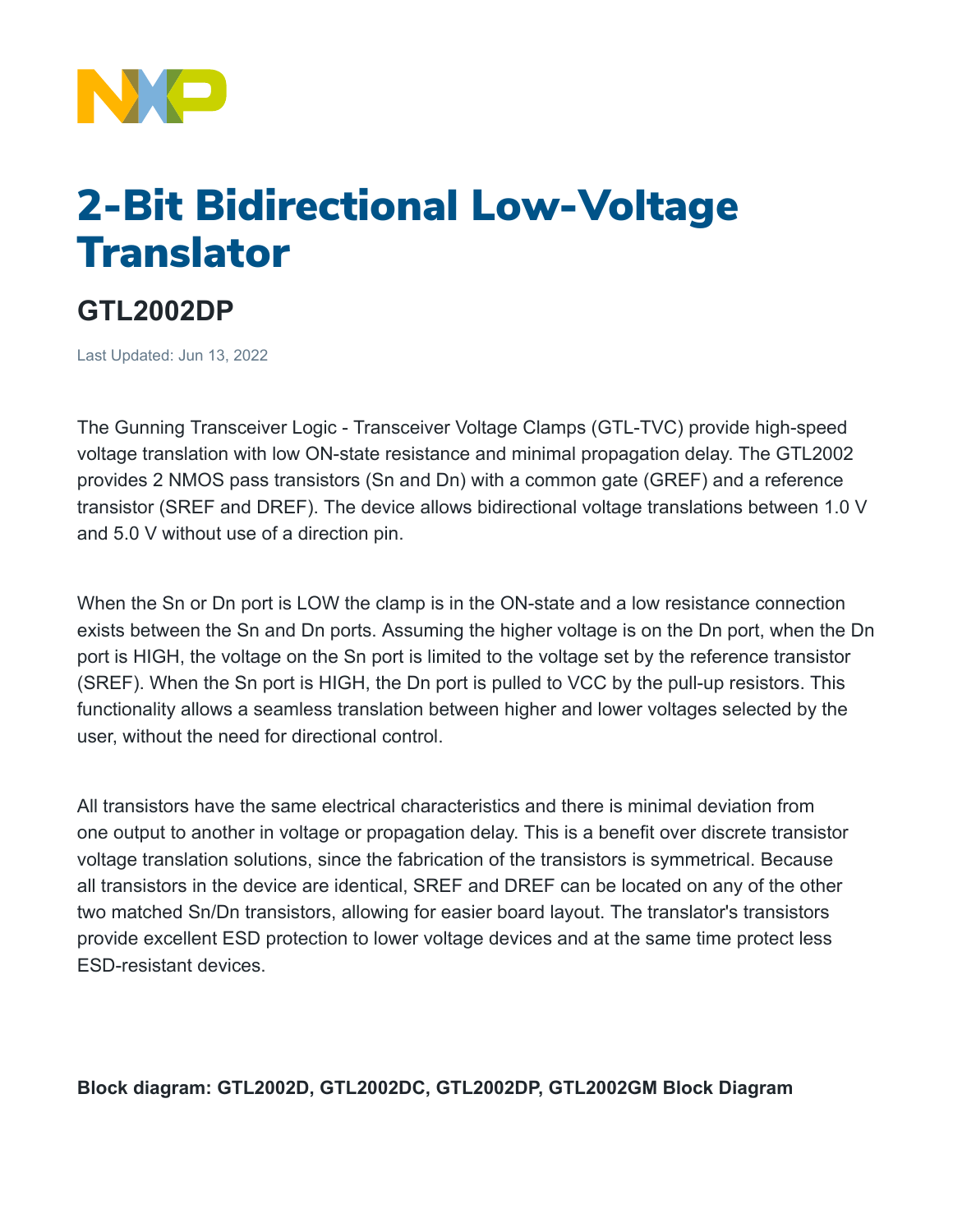# 2-Bit Bidirectional Low-Voltage Translator

## GTL2002DP

Last Updated: Jun 13, 2022

The Gunning Transceiver Logic - Transceiver Voltage Clamps (GTL-TVC) provide high-speed voltage translation with low ON-state resistance and minimal propagation delay. The GTL2002 provides 2 NMOS pass transistors (Sn and Dn) with a common gate (GREF) and a reference transistor (SREF and DREF). The device allows bidirectional voltage translations between 1.0 V and 5.0 V without use of a direction pin.

When the Sn or Dn port is LOW the clamp is in the ON-state and a low resistance connection exists between the Sn and Dn ports. Assuming the higher voltage is on the Dn port, when the Dn port is HIGH, the voltage on the Sn port is limited to the voltage set by the reference transistor (SREF). When the Sn port is HIGH, the Dn port is pulled to VCC by the pull-up resistors. This functionality allows a seamless translation between higher and lower voltages selected by the user, without the need for directional control.

All transistors have the same electrical characteristics and there is minimal deviation from one output to another in voltage or propagation delay. This is a benefit over discrete transistor voltage translation solutions, since the fabrication of the transistors is symmetrical. Because all transistors in the device are identical, SREF and DREF can be located on any of the other two matched Sn/Dn transistors, allowing for easier board layout. The translator's transistors provide excellent ESD protection to lower voltage devices and at the same time protect less ESD-resistant devices.

**Block diagram: GTL2002D, GTL2002DC, GTL2002DP, GTL2002GM Block Diagram**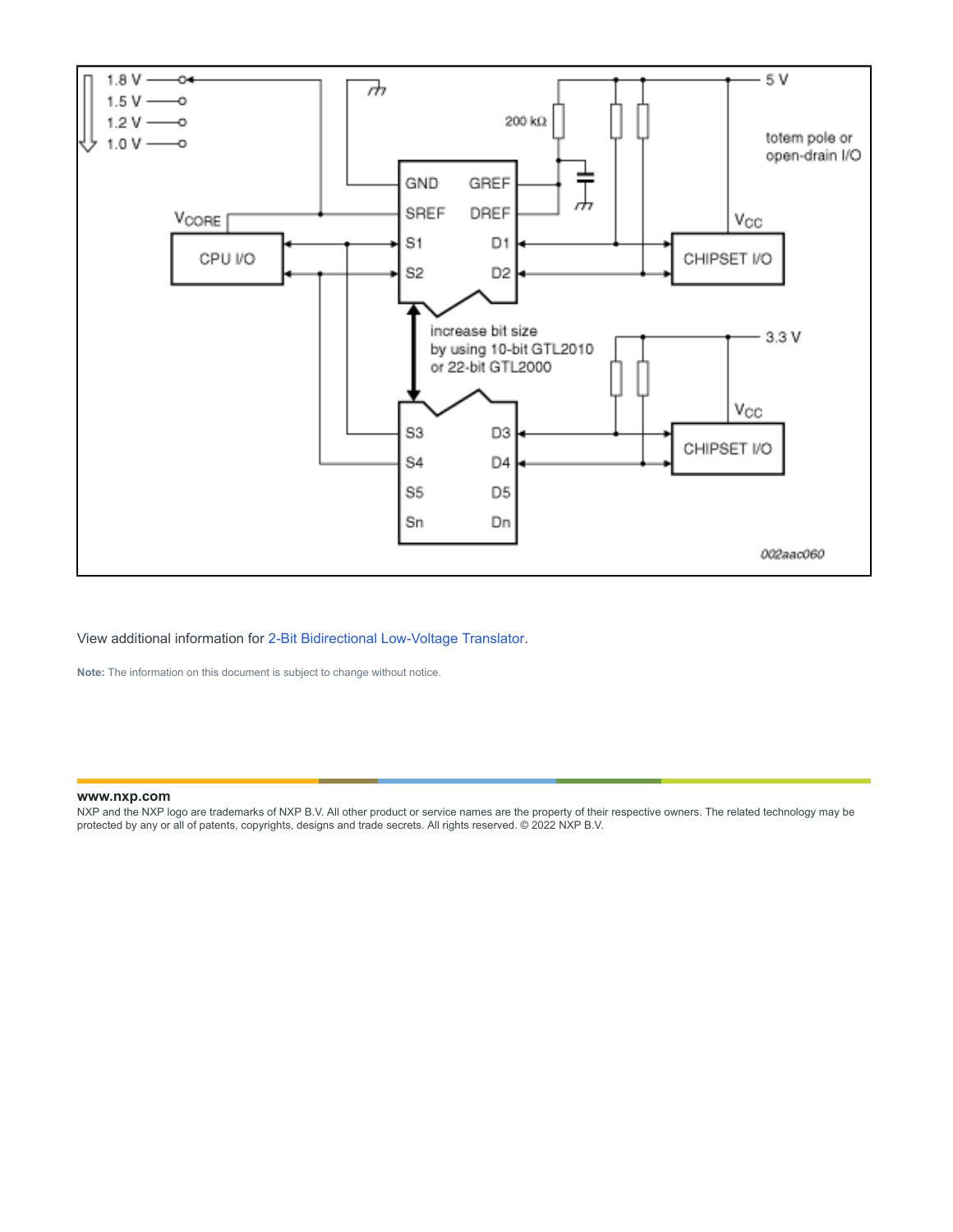1.8 V
1.5 V
1.2 V
1.0 V

5 V

200 kΩ

totem pole or open-drain I/O

GND GREF
SREF DREF
S1 D1
S2 D2

$V_{CORE}$

CPU I/O

$V_{CC}$

CHIPSET I/O

increase bit size by using 10-bit GTL2010 or 22-bit GTL2000

3.3 V

$V_{CC}$

S3 D3
S4 D4
S5 D5
Sn Dn

CHIPSET I/O

002aac060

View additional information for 2-Bit Bidirectional Low-Voltage Translator.

**Note:** The information on this document is subject to change without notice.

**www.nxp.com**

NXP and the NXP logo are trademarks of NXP B.V. All other product or service names are the property of their respective owners. The related technology may be protected by any or all of patents, copyrights, designs and trade secrets. All rights reserved. © 2022 NXP B.V.